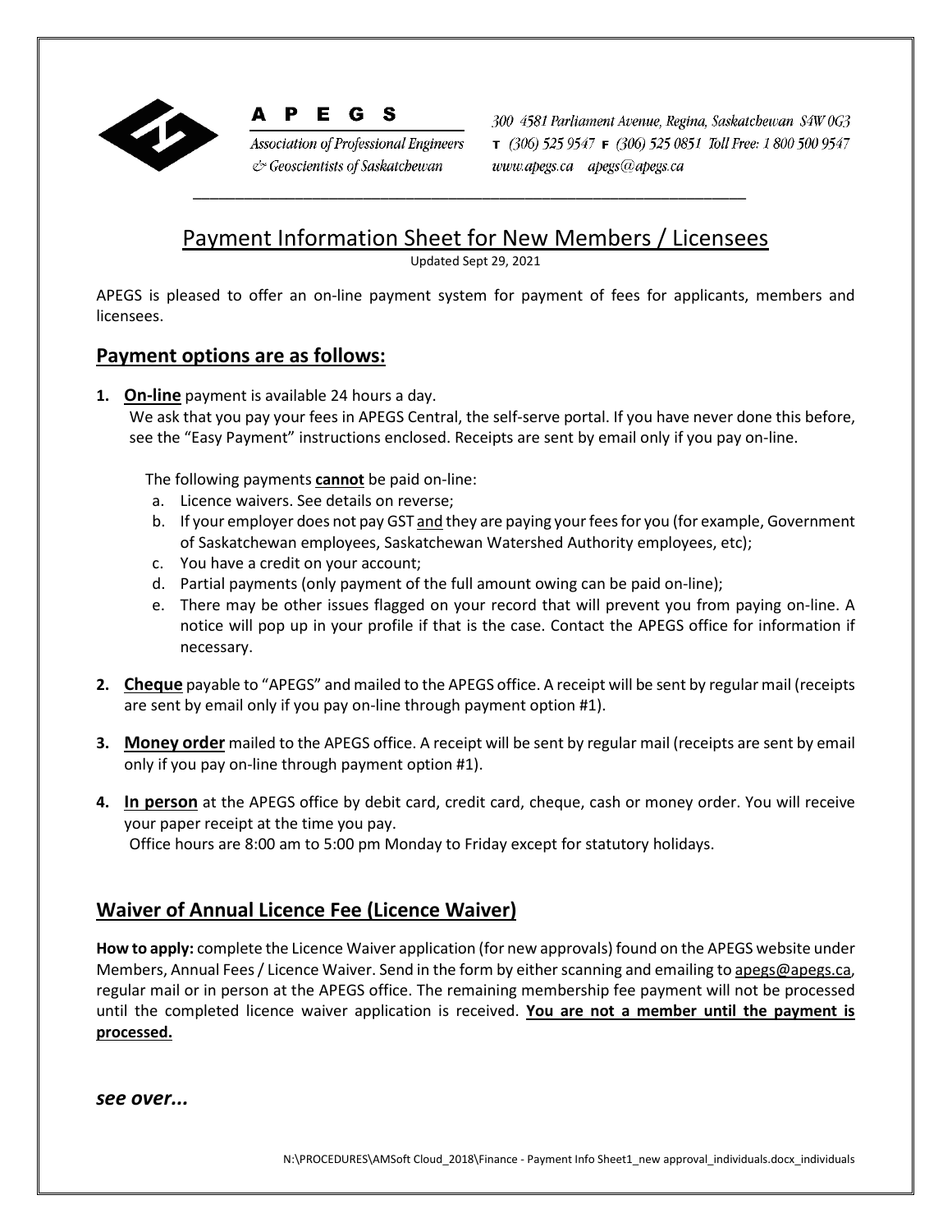**A P E G S**

*Association of Professional Engineers & Geoscientists of Saskatchewan*

*300 4581 Parliament Avenue, Regina, Saskatchewan S4W 0G3*
*T (306) 525 9547 F (306) 525 0851 Toll Free: 1 800 500 9547*
*www.apegs.ca apegs@apegs.ca*

# Payment Information Sheet for New Members / Licensees

Updated Sept 29, 2021

APEGS is pleased to offer an on-line payment system for payment of fees for applicants, members and licensees.

## Payment options are as follows:

1. **On-line** payment is available 24 hours a day.
   We ask that you pay your fees in APEGS Central, the self-serve portal. If you have never done this before, see the "Easy Payment" instructions enclosed. Receipts are sent by email only if you pay on-line.

   The following payments **cannot** be paid on-line:
   a. Licence waivers. See details on reverse;
   b. If your employer does not pay GST and they are paying your fees for you (for example, Government of Saskatchewan employees, Saskatchewan Watershed Authority employees, etc);
   c. You have a credit on your account;
   d. Partial payments (only payment of the full amount owing can be paid on-line);
   e. There may be other issues flagged on your record that will prevent you from paying on-line. A notice will pop up in your profile if that is the case. Contact the APEGS office for information if necessary.

2. **Cheque** payable to "APEGS" and mailed to the APEGS office. A receipt will be sent by regular mail (receipts are sent by email only if you pay on-line through payment option #1).

3. **Money order** mailed to the APEGS office. A receipt will be sent by regular mail (receipts are sent by email only if you pay on-line through payment option #1).

4. **In person** at the APEGS office by debit card, credit card, cheque, cash or money order. You will receive your paper receipt at the time you pay.
   Office hours are 8:00 am to 5:00 pm Monday to Friday except for statutory holidays.

## Waiver of Annual Licence Fee (Licence Waiver)

**How to apply:** complete the Licence Waiver application (for new approvals) found on the APEGS website under Members, Annual Fees / Licence Waiver. Send in the form by either scanning and emailing to apegs@apegs.ca, regular mail or in person at the APEGS office. The remaining membership fee payment will not be processed until the completed licence waiver application is received. **You are not a member until the payment is processed.**

***see over...***

N:\PROCEDURES\AMSoft Cloud_2018\Finance - Payment Info Sheet1_new approval_individuals.docx_individuals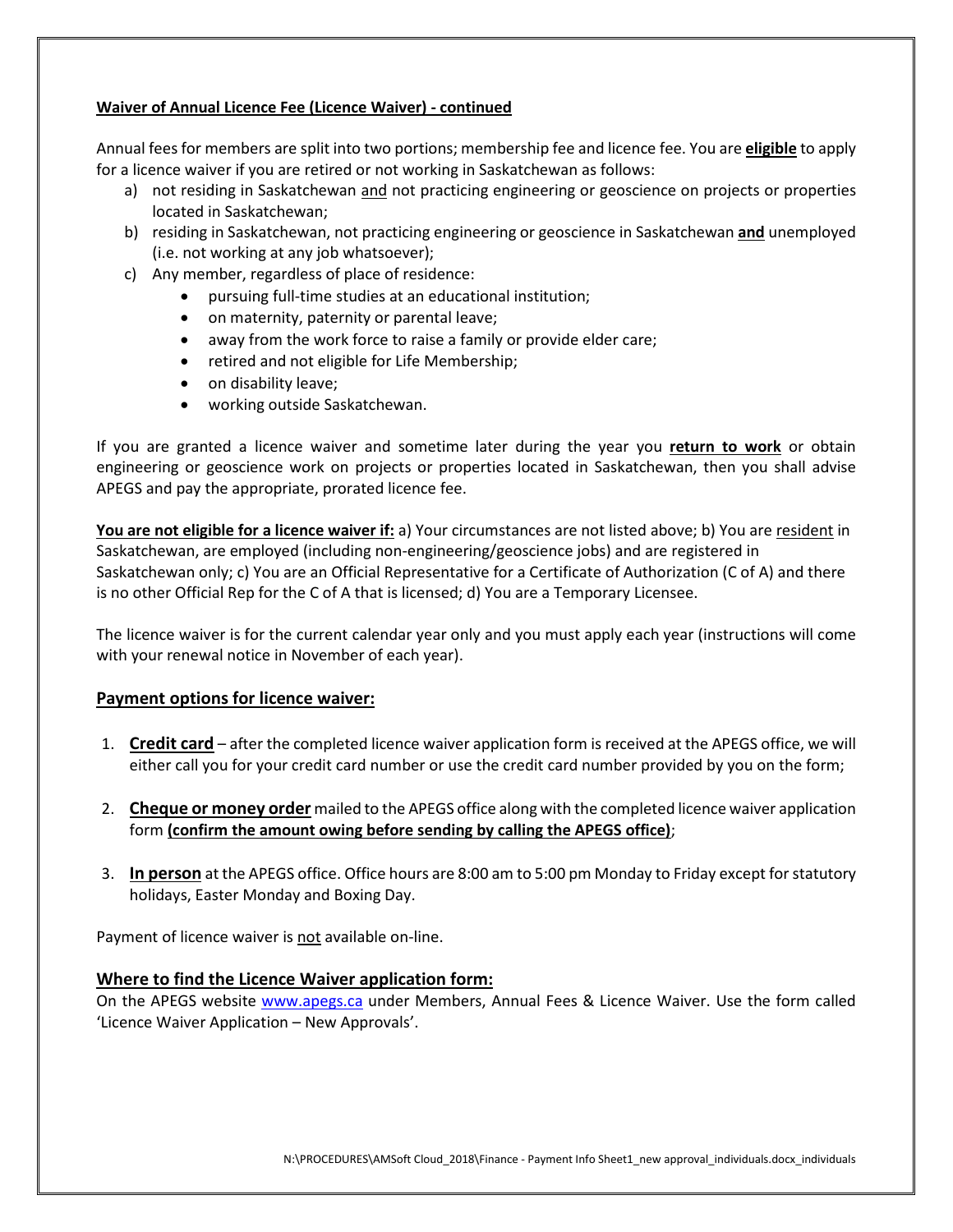**Waiver of Annual Licence Fee (Licence Waiver) - continued**

Annual fees for members are split into two portions; membership fee and licence fee. You are **eligible** to apply for a licence waiver if you are retired or not working in Saskatchewan as follows:

a) not residing in Saskatchewan and not practicing engineering or geoscience on projects or properties located in Saskatchewan;
b) residing in Saskatchewan, not practicing engineering or geoscience in Saskatchewan **and** unemployed (i.e. not working at any job whatsoever);
c) Any member, regardless of place of residence:
    - pursuing full-time studies at an educational institution;
    - on maternity, paternity or parental leave;
    - away from the work force to raise a family or provide elder care;
    - retired and not eligible for Life Membership;
    - on disability leave;
    - working outside Saskatchewan.

If you are granted a licence waiver and sometime later during the year you **return to work** or obtain engineering or geoscience work on projects or properties located in Saskatchewan, then you shall advise APEGS and pay the appropriate, prorated licence fee.

**You are not eligible for a licence waiver if:** a) Your circumstances are not listed above; b) You are resident in Saskatchewan, are employed (including non-engineering/geoscience jobs) and are registered in Saskatchewan only; c) You are an Official Representative for a Certificate of Authorization (C of A) and there is no other Official Rep for the C of A that is licensed; d) You are a Temporary Licensee.

The licence waiver is for the current calendar year only and you must apply each year (instructions will come with your renewal notice in November of each year).

## Payment options for licence waiver:

1. **Credit card** – after the completed licence waiver application form is received at the APEGS office, we will either call you for your credit card number or use the credit card number provided by you on the form;

2. **Cheque or money order** mailed to the APEGS office along with the completed licence waiver application form **(confirm the amount owing before sending by calling the APEGS office)**;

3. **In person** at the APEGS office. Office hours are 8:00 am to 5:00 pm Monday to Friday except for statutory holidays, Easter Monday and Boxing Day.

Payment of licence waiver is not available on-line.

## Where to find the Licence Waiver application form:

On the APEGS website www.apegs.ca under Members, Annual Fees & Licence Waiver. Use the form called 'Licence Waiver Application – New Approvals'.

N:\PROCEDURES\AMSoft Cloud_2018\Finance - Payment Info Sheet1_new approval_individuals.docx_individuals